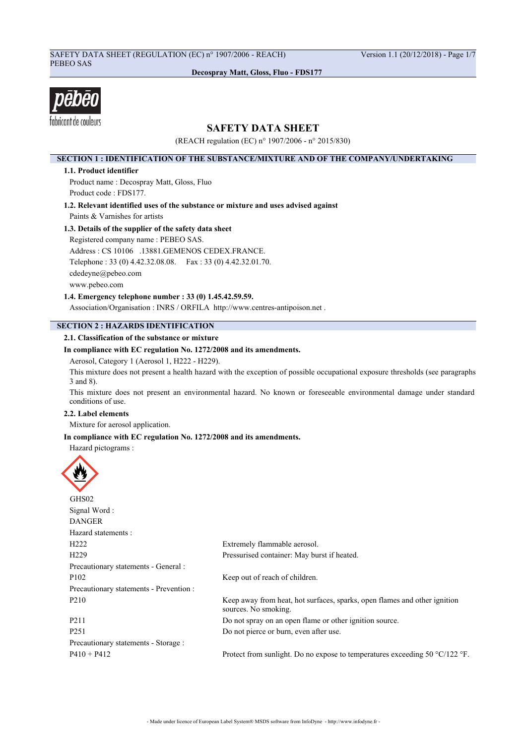# SAFETY DATA SHEET

(REACH regulation (EC) n° 1907/2006 - n° 2015/830)

## SECTION 1 : IDENTIFICATION OF THE SUBSTANCE/MIXTURE AND OF THE COMPANY/UNDERTAKING

### 1.1. Product identifier

Product name : Decospray Matt, Gloss, Fluo

Product code : FDS177.

### 1.2. Relevant identified uses of the substance or mixture and uses advised against

Paints & Varnishes for artists

### 1.3. Details of the supplier of the safety data sheet

Registered company name : PEBEO SAS.

Address : CS 10106 .13881.GEMENOS CEDEX.FRANCE.

Telephone : 33 (0) 4.42.32.08.08. Fax : 33 (0) 4.42.32.01.70.

cdedeyne@pebeo.com

www.pebeo.com

### 1.4. Emergency telephone number : 33 (0) 1.45.42.59.59.

Association/Organisation : INRS / ORFILA http://www.centres-antipoison.net .

## SECTION 2 : HAZARDS IDENTIFICATION

### 2.1. Classification of the substance or mixture

**In compliance with EC regulation No. 1272/2008 and its amendments.**

Aerosol, Category 1 (Aerosol 1, H222 - H229).

This mixture does not present a health hazard with the exception of possible occupational exposure thresholds (see paragraphs 3 and 8).

This mixture does not present an environmental hazard. No known or foreseeable environmental damage under standard conditions of use.

### 2.2. Label elements

Mixture for aerosol application.

**In compliance with EC regulation No. 1272/2008 and its amendments.**

Hazard pictograms :

GHS02

Signal Word :

DANGER

Hazard statements :

| | |
|---|---|
| H222 | Extremely flammable aerosol. |
| H229 | Pressurised container: May burst if heated. |

Precautionary statements - General :

| | |
|---|---|
| P102 | Keep out of reach of children. |

Precautionary statements - Prevention :

| | |
|---|---|
| P210 | Keep away from heat, hot surfaces, sparks, open flames and other ignition sources. No smoking. |
| P211 | Do not spray on an open flame or other ignition source. |
| P251 | Do not pierce or burn, even after use. |

Precautionary statements - Storage :

| | |
|---|---|
| P410 + P412 | Protect from sunlight. Do no expose to temperatures exceeding 50 °C/122 °F. |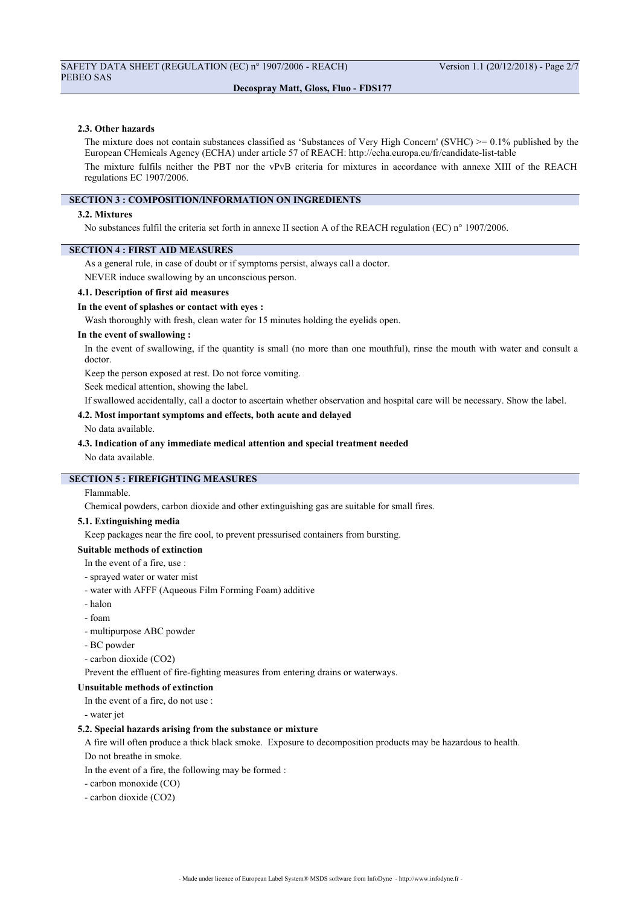#### 2.3. Other hazards

The mixture does not contain substances classified as 'Substances of Very High Concern' (SVHC) >= 0.1% published by the European CHemicals Agency (ECHA) under article 57 of REACH: http://echa.europa.eu/fr/candidate-list-table

The mixture fulfils neither the PBT nor the vPvB criteria for mixtures in accordance with annexe XIII of the REACH regulations EC 1907/2006.

## SECTION 3 : COMPOSITION/INFORMATION ON INGREDIENTS

#### 3.2. Mixtures

No substances fulfil the criteria set forth in annexe II section A of the REACH regulation (EC) n° 1907/2006.

## SECTION 4 : FIRST AID MEASURES

As a general rule, in case of doubt or if symptoms persist, always call a doctor.

NEVER induce swallowing by an unconscious person.

#### 4.1. Description of first aid measures

**In the event of splashes or contact with eyes :**

Wash thoroughly with fresh, clean water for 15 minutes holding the eyelids open.

**In the event of swallowing :**

In the event of swallowing, if the quantity is small (no more than one mouthful), rinse the mouth with water and consult a doctor.

Keep the person exposed at rest. Do not force vomiting.

Seek medical attention, showing the label.

If swallowed accidentally, call a doctor to ascertain whether observation and hospital care will be necessary. Show the label.

#### 4.2. Most important symptoms and effects, both acute and delayed

No data available.

#### 4.3. Indication of any immediate medical attention and special treatment needed

No data available.

## SECTION 5 : FIREFIGHTING MEASURES

Flammable.

Chemical powders, carbon dioxide and other extinguishing gas are suitable for small fires.

#### 5.1. Extinguishing media

Keep packages near the fire cool, to prevent pressurised containers from bursting.

**Suitable methods of extinction**

In the event of a fire, use :

- sprayed water or water mist
- water with AFFF (Aqueous Film Forming Foam) additive
- halon
- foam
- multipurpose ABC powder
- BC powder
- carbon dioxide ($CO_2$)

Prevent the effluent of fire-fighting measures from entering drains or waterways.

**Unsuitable methods of extinction**

In the event of a fire, do not use :

- water jet

#### 5.2. Special hazards arising from the substance or mixture

A fire will often produce a thick black smoke. Exposure to decomposition products may be hazardous to health.

Do not breathe in smoke.

In the event of a fire, the following may be formed :

- carbon monoxide (CO)
- carbon dioxide ($CO_2$)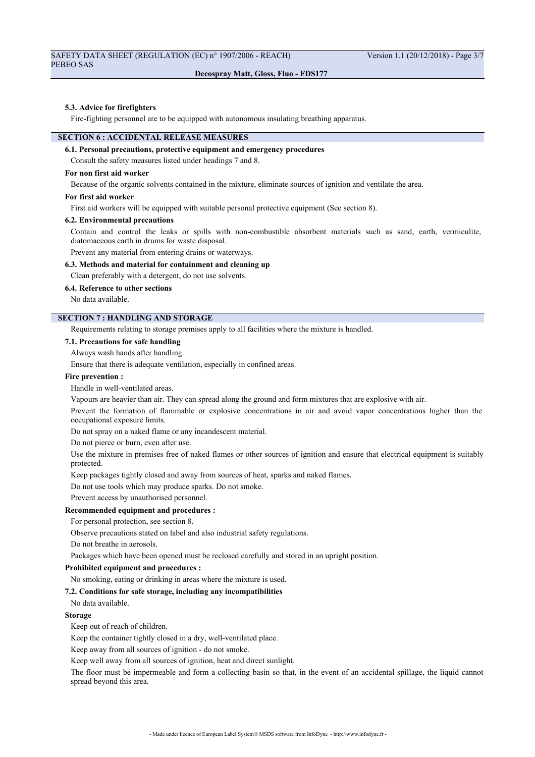### 5.3. Advice for firefighters

Fire-fighting personnel are to be equipped with autonomous insulating breathing apparatus.

## SECTION 6 : ACCIDENTAL RELEASE MEASURES

### 6.1. Personal precautions, protective equipment and emergency procedures

Consult the safety measures listed under headings 7 and 8.

**For non first aid worker**

Because of the organic solvents contained in the mixture, eliminate sources of ignition and ventilate the area.

**For first aid worker**

First aid workers will be equipped with suitable personal protective equipment (See section 8).

### 6.2. Environmental precautions

Contain and control the leaks or spills with non-combustible absorbent materials such as sand, earth, vermiculite, diatomaceous earth in drums for waste disposal.

Prevent any material from entering drains or waterways.

### 6.3. Methods and material for containment and cleaning up

Clean preferably with a detergent, do not use solvents.

### 6.4. Reference to other sections

No data available.

## SECTION 7 : HANDLING AND STORAGE

Requirements relating to storage premises apply to all facilities where the mixture is handled.

### 7.1. Precautions for safe handling

Always wash hands after handling.

Ensure that there is adequate ventilation, especially in confined areas.

**Fire prevention :**

Handle in well-ventilated areas.

Vapours are heavier than air. They can spread along the ground and form mixtures that are explosive with air.

Prevent the formation of flammable or explosive concentrations in air and avoid vapor concentrations higher than the occupational exposure limits.

Do not spray on a naked flame or any incandescent material.

Do not pierce or burn, even after use.

Use the mixture in premises free of naked flames or other sources of ignition and ensure that electrical equipment is suitably protected.

Keep packages tightly closed and away from sources of heat, sparks and naked flames.

Do not use tools which may produce sparks. Do not smoke.

Prevent access by unauthorised personnel.

**Recommended equipment and procedures :**

For personal protection, see section 8.

Observe precautions stated on label and also industrial safety regulations.

Do not breathe in aerosols.

Packages which have been opened must be reclosed carefully and stored in an upright position.

**Prohibited equipment and procedures :**

No smoking, eating or drinking in areas where the mixture is used.

### 7.2. Conditions for safe storage, including any incompatibilities

No data available.

**Storage**

Keep out of reach of children.

Keep the container tightly closed in a dry, well-ventilated place.

Keep away from all sources of ignition - do not smoke.

Keep well away from all sources of ignition, heat and direct sunlight.

The floor must be impermeable and form a collecting basin so that, in the event of an accidental spillage, the liquid cannot spread beyond this area.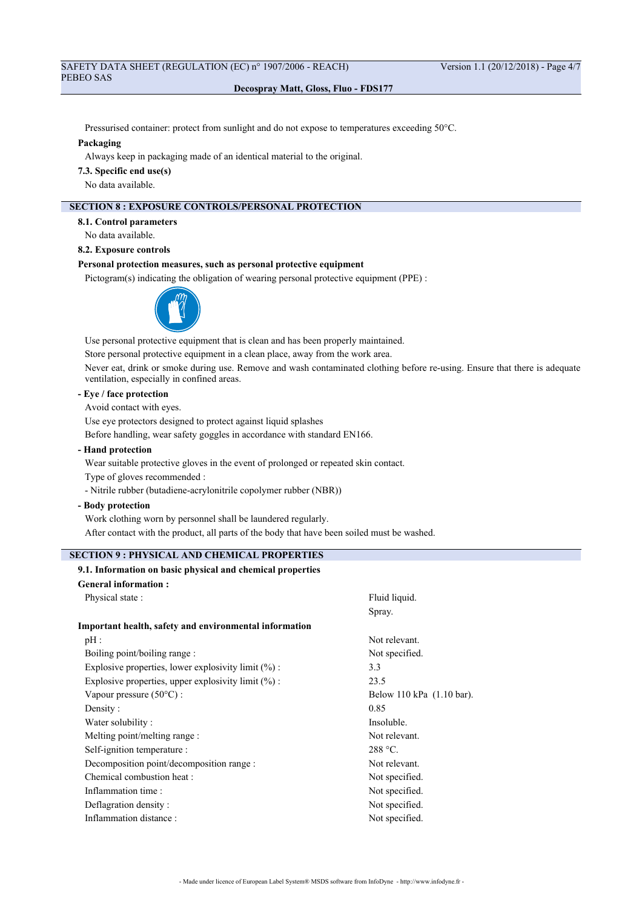Pressurised container: protect from sunlight and do not expose to temperatures exceeding 50°C.

**Packaging**

Always keep in packaging made of an identical material to the original.

**7.3. Specific end use(s)**

No data available.

## SECTION 8 : EXPOSURE CONTROLS/PERSONAL PROTECTION

**8.1. Control parameters**

No data available.

**8.2. Exposure controls**

**Personal protection measures, such as personal protective equipment**

Pictogram(s) indicating the obligation of wearing personal protective equipment (PPE) :

Use personal protective equipment that is clean and has been properly maintained.

Store personal protective equipment in a clean place, away from the work area.

Never eat, drink or smoke during use. Remove and wash contaminated clothing before re-using. Ensure that there is adequate ventilation, especially in confined areas.

**- Eye / face protection**

Avoid contact with eyes.

Use eye protectors designed to protect against liquid splashes

Before handling, wear safety goggles in accordance with standard EN166.

**- Hand protection**

Wear suitable protective gloves in the event of prolonged or repeated skin contact.

Type of gloves recommended :

- Nitrile rubber (butadiene-acrylonitrile copolymer rubber (NBR))

**- Body protection**

Work clothing worn by personnel shall be laundered regularly.

After contact with the product, all parts of the body that have been soiled must be washed.

## SECTION 9 : PHYSICAL AND CHEMICAL PROPERTIES

**9.1. Information on basic physical and chemical properties**

**General information :**

| | |
|---|---|
| Physical state : | Fluid liquid. |
| | Spray. |

**Important health, safety and environmental information**

| | |
|---|---|
| pH : | Not relevant. |
| Boiling point/boiling range : | Not specified. |
| Explosive properties, lower explosivity limit (%) : | 3.3 |
| Explosive properties, upper explosivity limit (%) : | 23.5 |
| Vapour pressure (50°C) : | Below 110 kPa (1.10 bar). |
| Density : | 0.85 |
| Water solubility : | Insoluble. |
| Melting point/melting range : | Not relevant. |
| Self-ignition temperature : | 288 °C. |
| Decomposition point/decomposition range : | Not relevant. |
| Chemical combustion heat : | Not specified. |
| Inflammation time : | Not specified. |
| Deflagration density : | Not specified. |
| Inflammation distance : | Not specified. |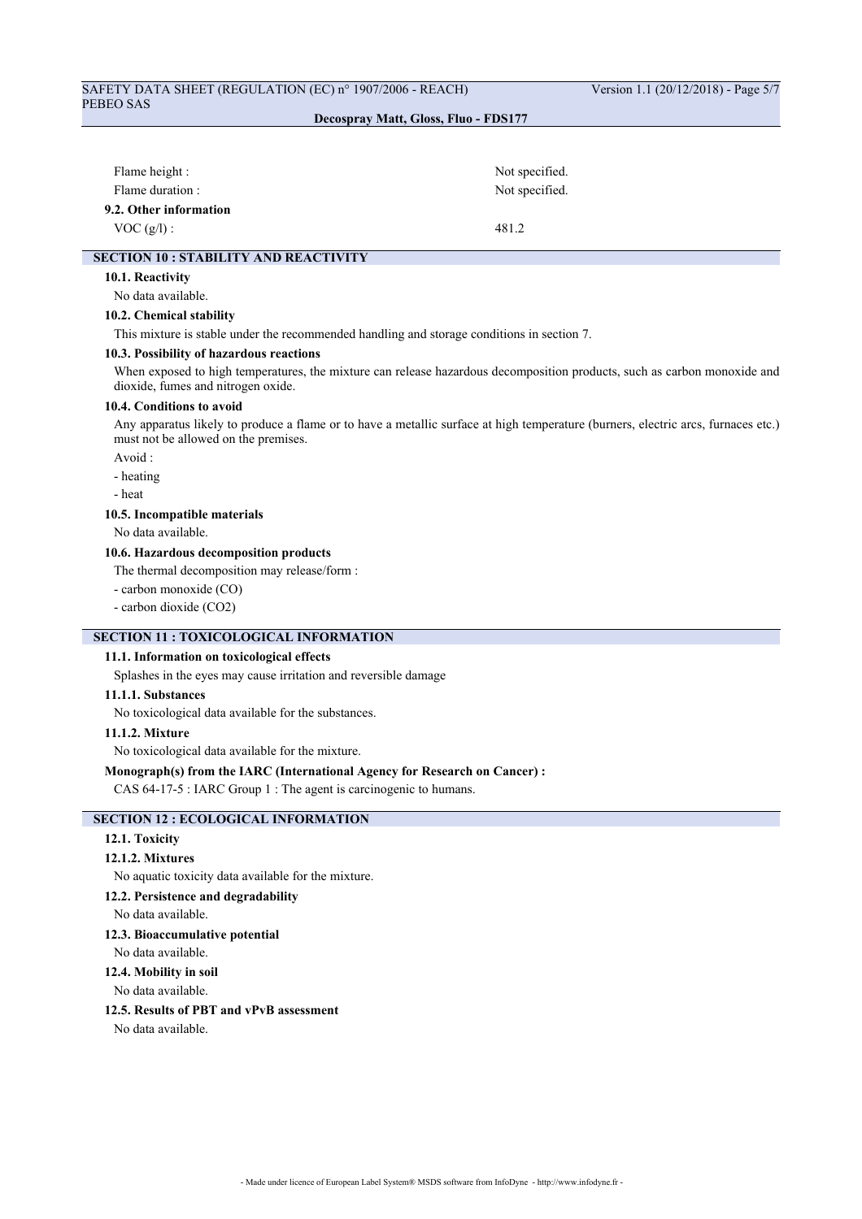| | |
|---|---|
| Flame height : | Not specified. |
| Flame duration : | Not specified. |

**9.2. Other information**

| | |
|---|---|
| VOC (g/l) : | 481.2 |

## SECTION 10 : STABILITY AND REACTIVITY

### 10.1. Reactivity

No data available.

### 10.2. Chemical stability

This mixture is stable under the recommended handling and storage conditions in section 7.

### 10.3. Possibility of hazardous reactions

When exposed to high temperatures, the mixture can release hazardous decomposition products, such as carbon monoxide and dioxide, fumes and nitrogen oxide.

### 10.4. Conditions to avoid

Any apparatus likely to produce a flame or to have a metallic surface at high temperature (burners, electric arcs, furnaces etc.) must not be allowed on the premises.

Avoid :

- heating
- heat

### 10.5. Incompatible materials

No data available.

### 10.6. Hazardous decomposition products

The thermal decomposition may release/form :

- carbon monoxide (CO)
- carbon dioxide ($CO_2$)

## SECTION 11 : TOXICOLOGICAL INFORMATION

### 11.1. Information on toxicological effects

Splashes in the eyes may cause irritation and reversible damage

#### 11.1.1. Substances

No toxicological data available for the substances.

#### 11.1.2. Mixture

No toxicological data available for the mixture.

**Monograph(s) from the IARC (International Agency for Research on Cancer) :**

CAS 64-17-5 : IARC Group 1 : The agent is carcinogenic to humans.

## SECTION 12 : ECOLOGICAL INFORMATION

### 12.1. Toxicity

#### 12.1.2. Mixtures

No aquatic toxicity data available for the mixture.

### 12.2. Persistence and degradability

No data available.

### 12.3. Bioaccumulative potential

No data available.

### 12.4. Mobility in soil

No data available.

### 12.5. Results of PBT and vPvB assessment

No data available.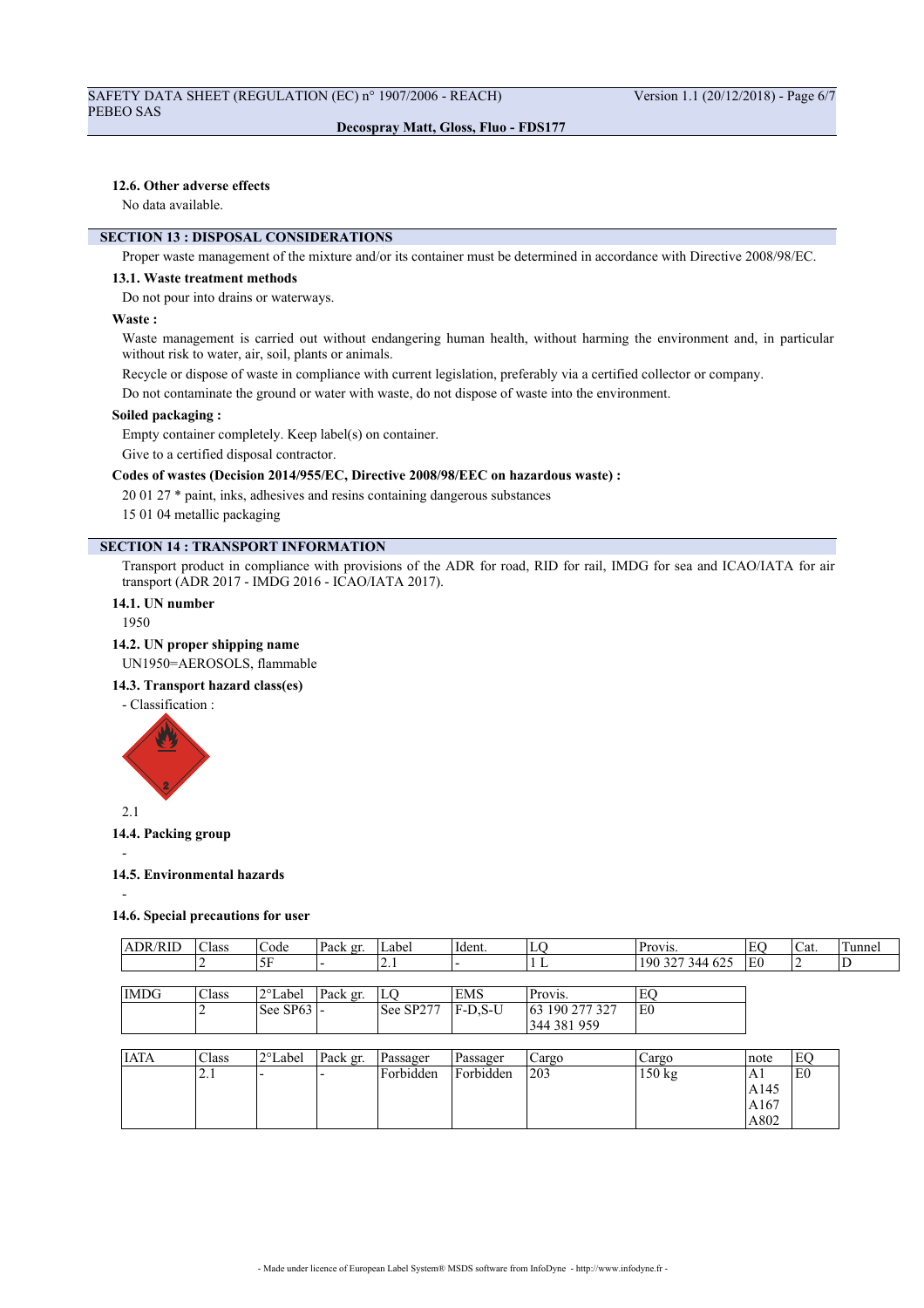#### 12.6. Other adverse effects

No data available.

## SECTION 13 : DISPOSAL CONSIDERATIONS

Proper waste management of the mixture and/or its container must be determined in accordance with Directive 2008/98/EC.

#### 13.1. Waste treatment methods

Do not pour into drains or waterways.

**Waste :**

Waste management is carried out without endangering human health, without harming the environment and, in particular without risk to water, air, soil, plants or animals.

Recycle or dispose of waste in compliance with current legislation, preferably via a certified collector or company.

Do not contaminate the ground or water with waste, do not dispose of waste into the environment.

**Soiled packaging :**

Empty container completely. Keep label(s) on container.

Give to a certified disposal contractor.

**Codes of wastes (Decision 2014/955/EC, Directive 2008/98/EEC on hazardous waste) :**

20 01 27 * paint, inks, adhesives and resins containing dangerous substances

15 01 04 metallic packaging

## SECTION 14 : TRANSPORT INFORMATION

Transport product in compliance with provisions of the ADR for road, RID for rail, IMDG for sea and ICAO/IATA for air transport (ADR 2017 - IMDG 2016 - ICAO/IATA 2017).

#### 14.1. UN number

1950

#### 14.2. UN proper shipping name

UN1950=AEROSOLS, flammable

#### 14.3. Transport hazard class(es)

- Classification :

2.1

#### 14.4. Packing group

-

#### 14.5. Environmental hazards

-

#### 14.6. Special precautions for user

| ADR/RID | Class | Code | Pack gr. | Label | Ident. | LQ | Provis. | EQ | Cat. | Tunnel |
|---|---|---|---|---|---|---|---|---|---|---|
| | 2 | 5F | - | 2.1 | - | 1 L | 190 327 344 625 | E0 | 2 | D |

| IMDG | Class | 2°Label | Pack gr. | LQ | EMS | Provis. | EQ |
|---|---|---|---|---|---|---|---|
| | 2 | See SP63 | - | See SP277 | F-D,S-U | 63 190 277 327 344 381 959 | E0 |

| IATA | Class | 2°Label | Pack gr. | Passager | Passager | Cargo | Cargo | note | EQ |
|---|---|---|---|---|---|---|---|---|---|
| | 2.1 | - | - | Forbidden | Forbidden | 203 | 150 kg | A1 A145 A167 A802 | E0 |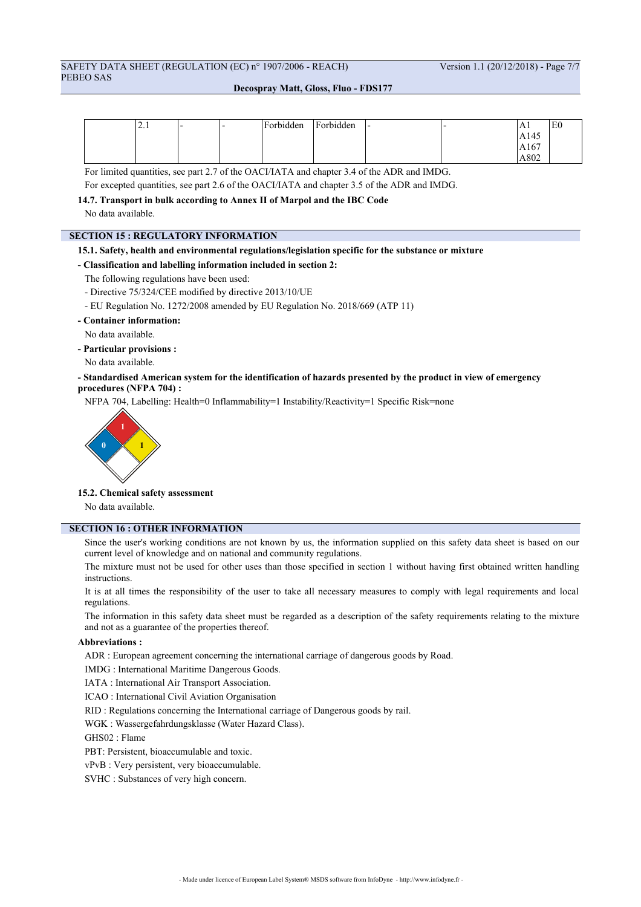| | | | | | | | | | |
|---|---|---|---|---|---|---|---|---|---|
| | 2.1 | - | - | Forbidden | Forbidden | - | - | A1<br>A145<br>A167<br>A802 | E0 |

For limited quantities, see part 2.7 of the OACI/IATA and chapter 3.4 of the ADR and IMDG.

For excepted quantities, see part 2.6 of the OACI/IATA and chapter 3.5 of the ADR and IMDG.

### 14.7. Transport in bulk according to Annex II of Marpol and the IBC Code

No data available.

## SECTION 15 : REGULATORY INFORMATION

### 15.1. Safety, health and environmental regulations/legislation specific for the substance or mixture

**- Classification and labelling information included in section 2:**

The following regulations have been used:

- Directive 75/324/CEE modified by directive 2013/10/UE
- EU Regulation No. 1272/2008 amended by EU Regulation No. 2018/669 (ATP 11)

**- Container information:**

No data available.

**- Particular provisions :**

No data available.

**- Standardised American system for the identification of hazards presented by the product in view of emergency procedures (NFPA 704) :**

NFPA 704, Labelling: Health=0 Inflammability=1 Instability/Reactivity=1 Specific Risk=none

1

0 1

### 15.2. Chemical safety assessment

No data available.

## SECTION 16 : OTHER INFORMATION

Since the user's working conditions are not known by us, the information supplied on this safety data sheet is based on our current level of knowledge and on national and community regulations.

The mixture must not be used for other uses than those specified in section 1 without having first obtained written handling instructions.

It is at all times the responsibility of the user to take all necessary measures to comply with legal requirements and local regulations.

The information in this safety data sheet must be regarded as a description of the safety requirements relating to the mixture and not as a guarantee of the properties thereof.

**Abbreviations :**

ADR : European agreement concerning the international carriage of dangerous goods by Road.

IMDG : International Maritime Dangerous Goods.

IATA : International Air Transport Association.

ICAO : International Civil Aviation Organisation

RID : Regulations concerning the International carriage of Dangerous goods by rail.

WGK : Wassergefahrdungsklasse (Water Hazard Class).

GHS02 : Flame

PBT: Persistent, bioaccumulable and toxic.

vPvB : Very persistent, very bioaccumulable.

SVHC : Substances of very high concern.